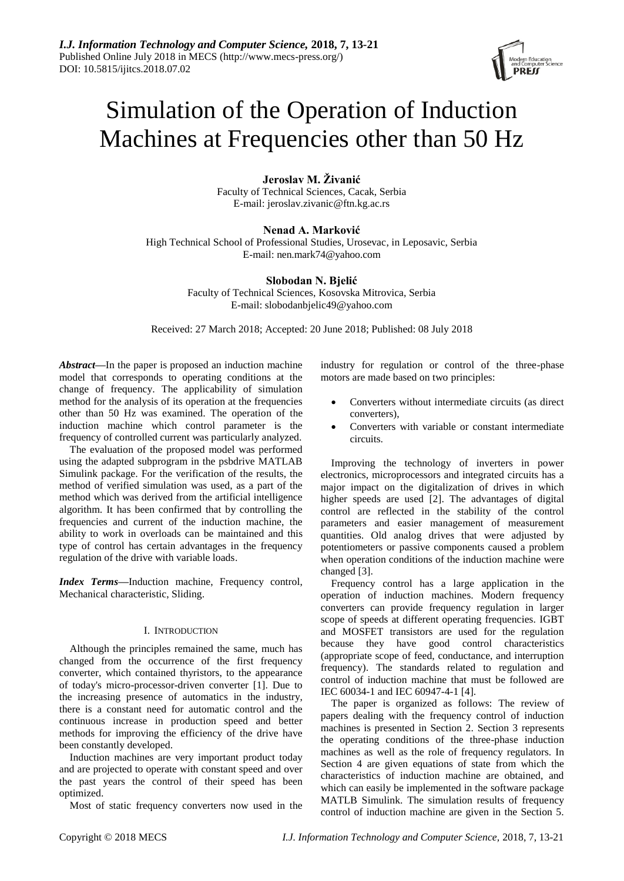# Simulation of the Operation of Induction Machines at Frequencies other than 50 Hz

**Jeroslav M. Živanić**
Faculty of Technical Sciences, Cacak, Serbia
E-mail: jeroslav.zivanic@ftn.kg.ac.rs

**Nenad A. Marković**
High Technical School of Professional Studies, Urosevac, in Leposavic, Serbia
E-mail: nen.mark74@yahoo.com

**Slobodan N. Bjelić**
Faculty of Technical Sciences, Kosovska Mitrovica, Serbia
E-mail: slobodanbjelic49@yahoo.com

Received: 27 March 2018; Accepted: 20 June 2018; Published: 08 July 2018

***Abstract*—**In the paper is proposed an induction machine model that corresponds to operating conditions at the change of frequency. The applicability of simulation method for the analysis of its operation at the frequencies other than 50 Hz was examined. The operation of the induction machine which control parameter is the frequency of controlled current was particularly analyzed.

The evaluation of the proposed model was performed using the adapted subprogram in the psbdrive MATLAB Simulink package. For the verification of the results, the method of verified simulation was used, as a part of the method which was derived from the artificial intelligence algorithm. It has been confirmed that by controlling the frequencies and current of the induction machine, the ability to work in overloads can be maintained and this type of control has certain advantages in the frequency regulation of the drive with variable loads.

***Index Terms*—**Induction machine, Frequency control, Mechanical characteristic, Sliding.

## I. Introduction

Although the principles remained the same, much has changed from the occurrence of the first frequency converter, which contained thyristors, to the appearance of today's micro-processor-driven converter [1]. Due to the increasing presence of automatics in the industry, there is a constant need for automatic control and the continuous increase in production speed and better methods for improving the efficiency of the drive have been constantly developed.

Induction machines are very important product today and are projected to operate with constant speed and over the past years the control of their speed has been optimized.

Most of static frequency converters now used in the industry for regulation or control of the three-phase motors are made based on two principles:

- Converters without intermediate circuits (as direct converters),
- Converters with variable or constant intermediate circuits.

Improving the technology of inverters in power electronics, microprocessors and integrated circuits has a major impact on the digitalization of drives in which higher speeds are used [2]. The advantages of digital control are reflected in the stability of the control parameters and easier management of measurement quantities. Old analog drives that were adjusted by potentiometers or passive components caused a problem when operation conditions of the induction machine were changed [3].

Frequency control has a large application in the operation of induction machines. Modern frequency converters can provide frequency regulation in larger scope of speeds at different operating frequencies. IGBT and MOSFET transistors are used for the regulation because they have good control characteristics (appropriate scope of feed, conductance, and interruption frequency). The standards related to regulation and control of induction machine that must be followed are IEC 60034-1 and IEC 60947-4-1 [4].

The paper is organized as follows: The review of papers dealing with the frequency control of induction machines is presented in Section 2. Section 3 represents the operating conditions of the three-phase induction machines as well as the role of frequency regulators. In Section 4 are given equations of state from which the characteristics of induction machine are obtained, and which can easily be implemented in the software package MATLB Simulink. The simulation results of frequency control of induction machine are given in the Section 5.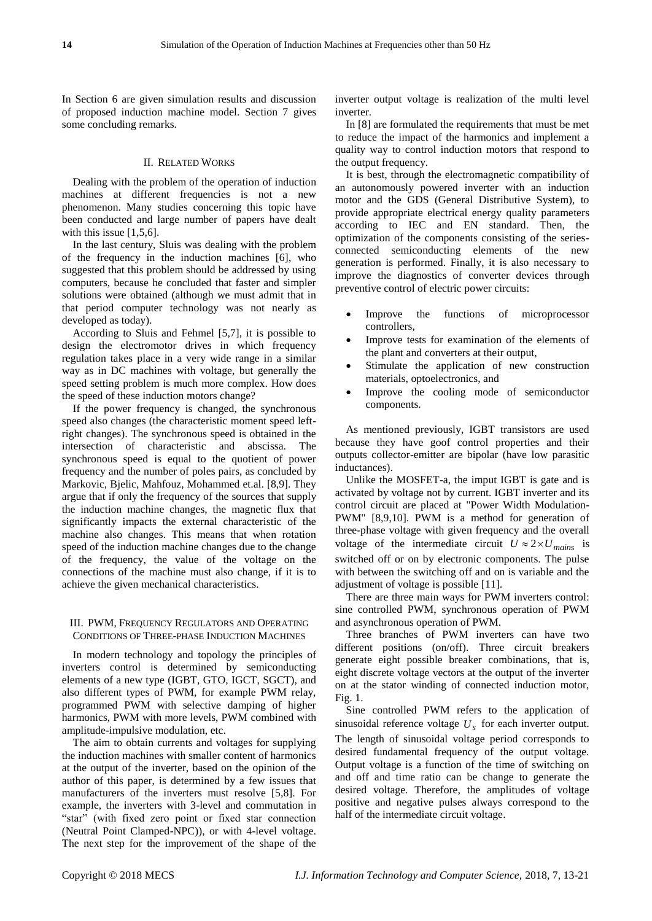In Section 6 are given simulation results and discussion of proposed induction machine model. Section 7 gives some concluding remarks.

## II. Related Works

Dealing with the problem of the operation of induction machines at different frequencies is not a new phenomenon. Many studies concerning this topic have been conducted and large number of papers have dealt with this issue [1,5,6].

In the last century, Sluis was dealing with the problem of the frequency in the induction machines [6], who suggested that this problem should be addressed by using computers, because he concluded that faster and simpler solutions were obtained (although we must admit that in that period computer technology was not nearly as developed as today).

According to Sluis and Fehmel [5,7], it is possible to design the electromotor drives in which frequency regulation takes place in a very wide range in a similar way as in DC machines with voltage, but generally the speed setting problem is much more complex. How does the speed of these induction motors change?

If the power frequency is changed, the synchronous speed also changes (the characteristic moment speed left-right changes). The synchronous speed is obtained in the intersection of characteristic and abscissa. The synchronous speed is equal to the quotient of power frequency and the number of poles pairs, as concluded by Markovic, Bjelic, Mahfouz, Mohammed et.al. [8,9]. They argue that if only the frequency of the sources that supply the induction machine changes, the magnetic flux that significantly impacts the external characteristic of the machine also changes. This means that when rotation speed of the induction machine changes due to the change of the frequency, the value of the voltage on the connections of the machine must also change, if it is to achieve the given mechanical characteristics.

## III. PWM, Frequency Regulators and Operating Conditions of Three-phase Induction Machines

In modern technology and topology the principles of inverters control is determined by semiconducting elements of a new type (IGBT, GTO, IGCT, SGCT), and also different types of PWM, for example PWM relay, programmed PWM with selective damping of higher harmonics, PWM with more levels, PWM combined with amplitude-impulsive modulation, etc.

The aim to obtain currents and voltages for supplying the induction machines with smaller content of harmonics at the output of the inverter, based on the opinion of the author of this paper, is determined by a few issues that manufacturers of the inverters must resolve [5,8]. For example, the inverters with 3-level and commutation in "star" (with fixed zero point or fixed star connection (Neutral Point Clamped-NPC)), or with 4-level voltage. The next step for the improvement of the shape of the inverter output voltage is realization of the multi level inverter.

In [8] are formulated the requirements that must be met to reduce the impact of the harmonics and implement a quality way to control induction motors that respond to the output frequency.

It is best, through the electromagnetic compatibility of an autonomously powered inverter with an induction motor and the GDS (General Distributive System), to provide appropriate electrical energy quality parameters according to IEC and EN standard. Then, the optimization of the components consisting of the series-connected semiconducting elements of the new generation is performed. Finally, it is also necessary to improve the diagnostics of converter devices through preventive control of electric power circuits:

- Improve the functions of microprocessor controllers,
- Improve tests for examination of the elements of the plant and converters at their output,
- Stimulate the application of new construction materials, optoelectronics, and
- Improve the cooling mode of semiconductor components.

As mentioned previously, IGBT transistors are used because they have goof control properties and their outputs collector-emitter are bipolar (have low parasitic inductances).

Unlike the MOSFET-a, the imput IGBT is gate and is activated by voltage not by current. IGBT inverter and its control circuit are placed at "Power Width Modulation-PWM" [8,9,10]. PWM is a method for generation of three-phase voltage with given frequency and the overall voltage of the intermediate circuit $U \approx 2 \times U_{mains}$ is switched off or on by electronic components. The pulse with between the switching off and on is variable and the adjustment of voltage is possible [11].

There are three main ways for PWM inverters control: sine controlled PWM, synchronous operation of PWM and asynchronous operation of PWM.

Three branches of PWM inverters can have two different positions (on/off). Three circuit breakers generate eight possible breaker combinations, that is, eight discrete voltage vectors at the output of the inverter on at the stator winding of connected induction motor, Fig. 1.

Sine controlled PWM refers to the application of sinusoidal reference voltage $U_s$ for each inverter output. The length of sinusoidal voltage period corresponds to desired fundamental frequency of the output voltage. Output voltage is a function of the time of switching on and off and time ratio can be change to generate the desired voltage. Therefore, the amplitudes of voltage positive and negative pulses always correspond to the half of the intermediate circuit voltage.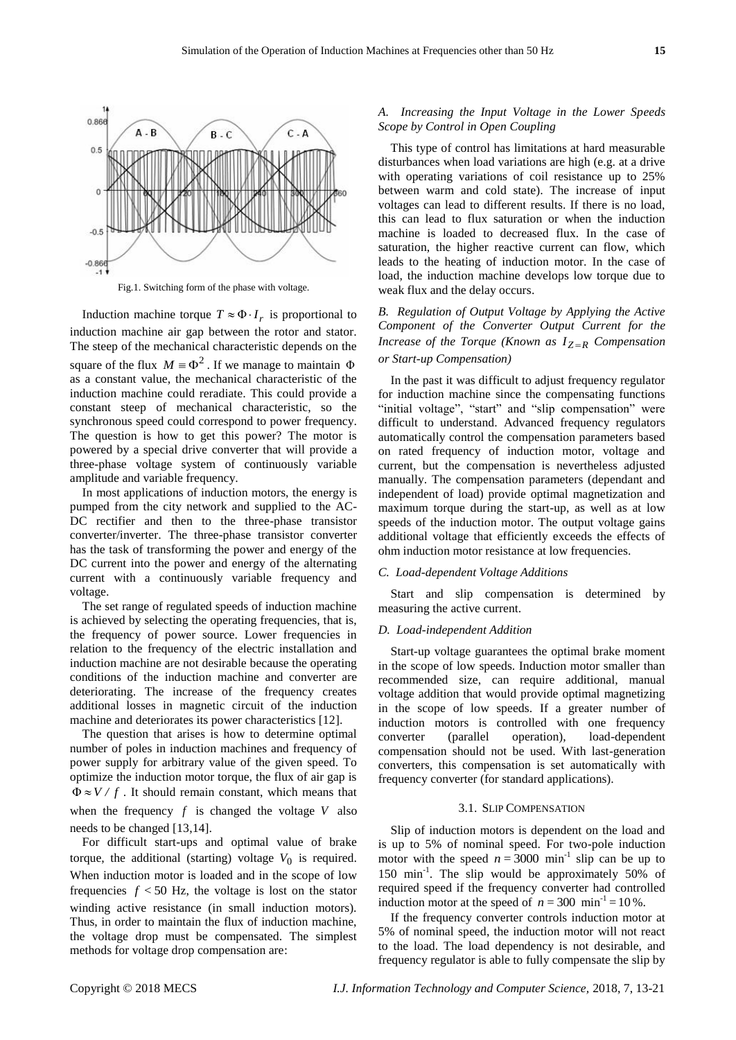1
0.866
A - B
B - C
C - A
0.5
0
60
120
180
240
300
360
-0.5
-0.866
-1

Fig.1. Switching form of the phase with voltage.

Induction machine torque $T \approx \Phi \cdot I_r$ is proportional to induction machine air gap between the rotor and stator. The steep of the mechanical characteristic depends on the square of the flux $M \equiv \Phi^2$. If we manage to maintain $\Phi$ as a constant value, the mechanical characteristic of the induction machine could reradiate. This could provide a constant steep of mechanical characteristic, so the synchronous speed could correspond to power frequency. The question is how to get this power? The motor is powered by a special drive converter that will provide a three-phase voltage system of continuously variable amplitude and variable frequency.

In most applications of induction motors, the energy is pumped from the city network and supplied to the AC-DC rectifier and then to the three-phase transistor converter/inverter. The three-phase transistor converter has the task of transforming the power and energy of the DC current into the power and energy of the alternating current with a continuously variable frequency and voltage.

The set range of regulated speeds of induction machine is achieved by selecting the operating frequencies, that is, the frequency of power source. Lower frequencies in relation to the frequency of the electric installation and induction machine are not desirable because the operating conditions of the induction machine and converter are deteriorating. The increase of the frequency creates additional losses in magnetic circuit of the induction machine and deteriorates its power characteristics [12].

The question that arises is how to determine optimal number of poles in induction machines and frequency of power supply for arbitrary value of the given speed. To optimize the induction motor torque, the flux of air gap is $\Phi \approx V / f$. It should remain constant, which means that when the frequency $f$ is changed the voltage $V$ also needs to be changed [13,14].

For difficult start-ups and optimal value of brake torque, the additional (starting) voltage $V_0$ is required. When induction motor is loaded and in the scope of low frequencies $f < 50$ Hz, the voltage is lost on the stator winding active resistance (in small induction motors). Thus, in order to maintain the flux of induction machine, the voltage drop must be compensated. The simplest methods for voltage drop compensation are:

### *A. Increasing the Input Voltage in the Lower Speeds Scope by Control in Open Coupling*

This type of control has limitations at hard measurable disturbances when load variations are high (e.g. at a drive with operating variations of coil resistance up to 25% between warm and cold state). The increase of input voltages can lead to different results. If there is no load, this can lead to flux saturation or when the induction machine is loaded to decreased flux. In the case of saturation, the higher reactive current can flow, which leads to the heating of induction motor. In the case of load, the induction machine develops low torque due to weak flux and the delay occurs.

### *B. Regulation of Output Voltage by Applying the Active Component of the Converter Output Current for the Increase of the Torque (Known as $I_{Z=R}$ Compensation or Start-up Compensation)*

In the past it was difficult to adjust frequency regulator for induction machine since the compensating functions "initial voltage", "start" and "slip compensation" were difficult to understand. Advanced frequency regulators automatically control the compensation parameters based on rated frequency of induction motor, voltage and current, but the compensation is nevertheless adjusted manually. The compensation parameters (dependant and independent of load) provide optimal magnetization and maximum torque during the start-up, as well as at low speeds of the induction motor. The output voltage gains additional voltage that efficiently exceeds the effects of ohm induction motor resistance at low frequencies.

### *C. Load-dependent Voltage Additions*

Start and slip compensation is determined by measuring the active current.

### *D. Load-independent Addition*

Start-up voltage guarantees the optimal brake moment in the scope of low speeds. Induction motor smaller than recommended size, can require additional, manual voltage addition that would provide optimal magnetizing in the scope of low speeds. If a greater number of induction motors is controlled with one frequency converter (parallel operation), load-dependent compensation should not be used. With last-generation converters, this compensation is set automatically with frequency converter (for standard applications).

## 3.1. Slip Compensation

Slip of induction motors is dependent on the load and is up to 5% of nominal speed. For two-pole induction motor with the speed $n = 3000$ min$^{-1}$ slip can be up to 150 min$^{-1}$. The slip would be approximately 50% of required speed if the frequency converter had controlled induction motor at the speed of $n = 300$ min$^{-1} = 10\,\%$.

If the frequency converter controls induction motor at 5% of nominal speed, the induction motor will not react to the load. The load dependency is not desirable, and frequency regulator is able to fully compensate the slip by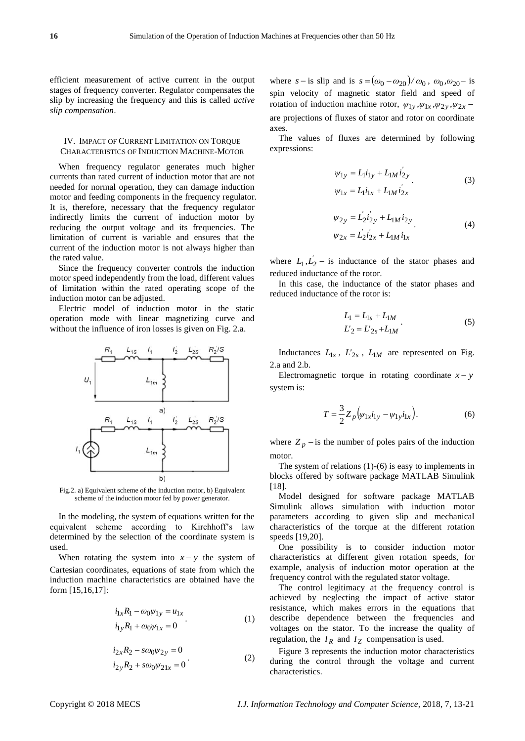efficient measurement of active current in the output stages of frequency converter. Regulator compensates the slip by increasing the frequency and this is called *active slip compensation*.

## IV. Impact of Current Limitation on Torque Characteristics of Induction Machine-Motor

When frequency regulator generates much higher currents than rated current of induction motor that are not needed for normal operation, they can damage induction motor and feeding components in the frequency regulator. It is, therefore, necessary that the frequency regulator indirectly limits the current of induction motor by reducing the output voltage and its frequencies. The limitation of current is variable and ensures that the current of the induction motor is not always higher than the rated value.

Since the frequency converter controls the induction motor speed independently from the load, different values of limitation within the rated operating scope of the induction motor can be adjusted.

Electric model of induction motor in the static operation mode with linear magnetizing curve and without the influence of iron losses is given on Fig. 2.a.

R1 L1S I1 I2' L2S' R2'/S
U1 L1m
a)
R1 L1S I1 I2' L2S' R2'/S
I1 L1m
b)

Fig.2. a) Equivalent scheme of the induction motor, b) Equivalent scheme of the induction motor fed by power generator.

In the modeling, the system of equations written for the equivalent scheme according to Kirchhoff's law determined by the selection of the coordinate system is used.

When rotating the system into $x-y$ the system of Cartesian coordinates, equations of state from which the induction machine characteristics are obtained have the form [15,16,17]:

$$\begin{aligned} i_{1x}R_1 - \omega_0\psi_{1y} &= u_{1x} \\ i_{1y}R_1 + \omega_0\psi_{1x} &= 0 \end{aligned} \quad (1)$$

$$\begin{aligned} i_{2x}R_2 - s\omega_0\psi_{2y} &= 0 \\ i_{2y}R_2 + s\omega_0\psi_{21x} &= 0 \end{aligned} \quad (2)$$

where $s$ – is slip and is $s = (\omega_0 - \omega_{20})/\omega_0$, $\omega_0, \omega_{20}$ – is spin velocity of magnetic stator field and speed of rotation of induction machine rotor, $\psi_{1y}, \psi_{1x}, \psi_{2y}, \psi_{2x}$ – are projections of fluxes of stator and rotor on coordinate axes.

The values of fluxes are determined by following expressions:

$$\begin{aligned} \psi_{1y} &= L_1 i_{1y} + L_{1M} i_{2y}^{'} \\ \psi_{1x} &= L_1 i_{1x} + L_{1M} i_{2x}^{'} \end{aligned} \quad (3)$$

$$\begin{aligned} \psi_{2y} &= L_2^{'} i_{2y}^{'} + L_{1M} i_{2y} \\ \psi_{2x} &= L_2^{'} i_{2x}^{'} + L_{1M} i_{1x} \end{aligned} \quad (4)$$

where $L_1, L_2^{'}$ – is inductance of the stator phases and reduced inductance of the rotor.

In this case, the inductance of the stator phases and reduced inductance of the rotor is:

$$\begin{aligned} L_1 &= L_{1s} + L_{1M} \\ L'_2 &= L'_{2s} + L_{1M} \end{aligned} \quad (5)$$

Inductances $L_{1s}$, $L'_{2s}$, $L_{1M}$ are represented on Fig. 2.a and 2.b.

Electromagnetic torque in rotating coordinate $x-y$ system is:

$$T = \frac{3}{2} Z_p \left( \psi_{1x} i_{1y} - \psi_{1y} i_{1x} \right). \quad (6)$$

where $Z_p$ – is the number of poles pairs of the induction motor.

The system of relations (1)-(6) is easy to implements in blocks offered by software package MATLAB Simulink [18].

Model designed for software package MATLAB Simulink allows simulation with induction motor parameters according to given slip and mechanical characteristics of the torque at the different rotation speeds [19,20].

One possibility is to consider induction motor characteristics at different given rotation speeds, for example, analysis of induction motor operation at the frequency control with the regulated stator voltage.

The control legitimacy at the frequency control is achieved by neglecting the impact of active stator resistance, which makes errors in the equations that describe dependence between the frequencies and voltages on the stator. To the increase the quality of regulation, the $I_R$ and $I_Z$ compensation is used.

Figure 3 represents the induction motor characteristics during the control through the voltage and current characteristics.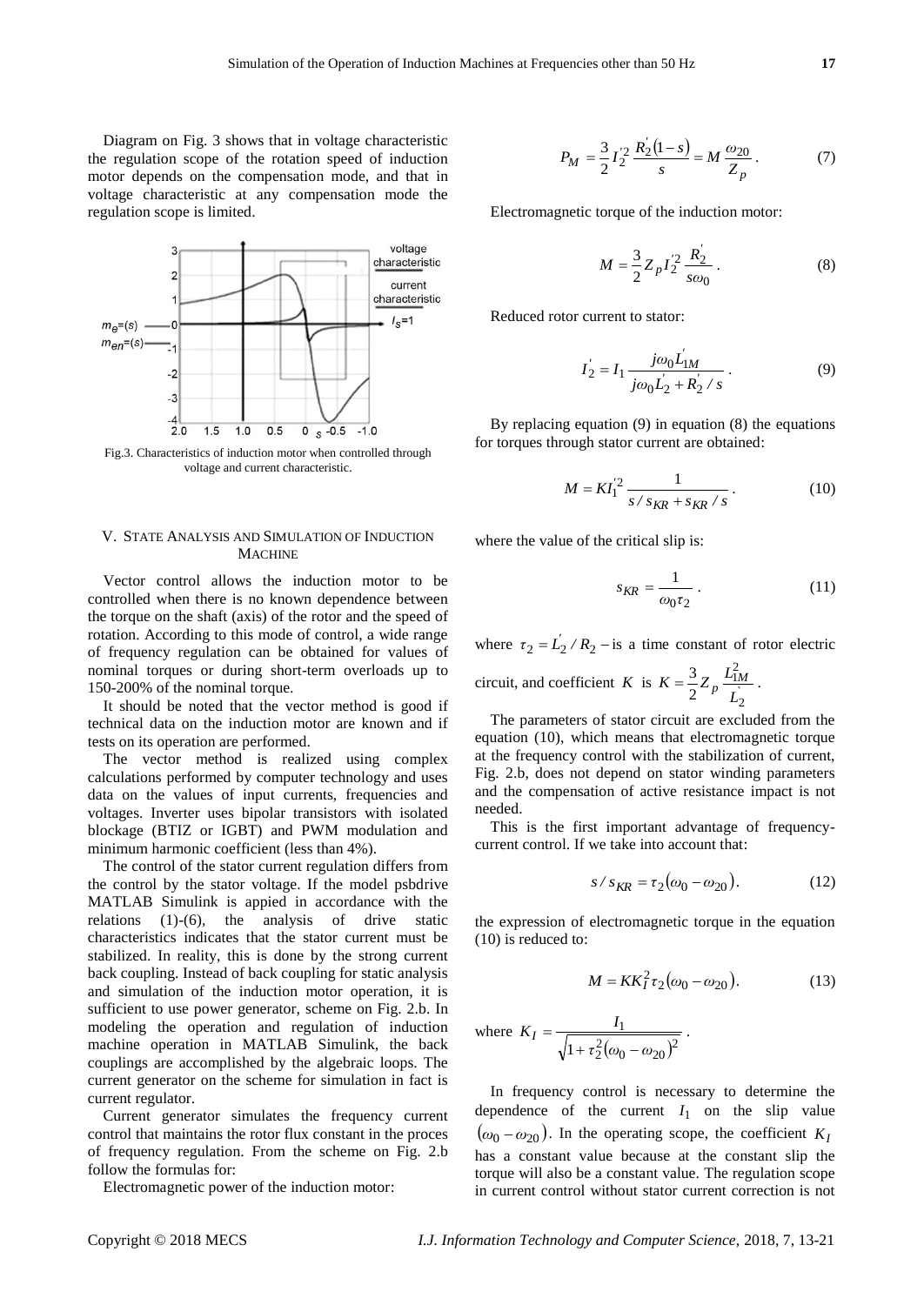Diagram on Fig. 3 shows that in voltage characteristic the regulation scope of the rotation speed of induction motor depends on the compensation mode, and that in voltage characteristic at any compensation mode the regulation scope is limited.

voltage characteristic
current characteristic
$m_e=(s)$
$m_{en}=(s)$
$I_s=1$
3
2
1
0
-1
-2
-3
-4
2.0 1.5 1.0 0.5 0 $s$ -0.5 -1.0

Fig.3. Characteristics of induction motor when controlled through voltage and current characteristic.

## V. State Analysis and Simulation of Induction Machine

Vector control allows the induction motor to be controlled when there is no known dependence between the torque on the shaft (axis) of the rotor and the speed of rotation. According to this mode of control, a wide range of frequency regulation can be obtained for values of nominal torques or during short-term overloads up to 150-200% of the nominal torque.

It should be noted that the vector method is good if technical data on the induction motor are known and if tests on its operation are performed.

The vector method is realized using complex calculations performed by computer technology and uses data on the values of input currents, frequencies and voltages. Inverter uses bipolar transistors with isolated blockage (BTIZ or IGBT) and PWM modulation and minimum harmonic coefficient (less than 4%).

The control of the stator current regulation differs from the control by the stator voltage. If the model psbdrive MATLAB Simulink is appied in accordance with the relations (1)-(6), the analysis of drive static characteristics indicates that the stator current must be stabilized. In reality, this is done by the strong current back coupling. Instead of back coupling for static analysis and simulation of the induction motor operation, it is sufficient to use power generator, scheme on Fig. 2.b. In modeling the operation and regulation of induction machine operation in MATLAB Simulink, the back couplings are accomplished by the algebraic loops. The current generator on the scheme for simulation in fact is current regulator.

Current generator simulates the frequency current control that maintains the rotor flux constant in the proces of frequency regulation. From the scheme on Fig. 2.b follow the formulas for:

Electromagnetic power of the induction motor:

$$P_M = \frac{3}{2} I_2'^2 \frac{R_2'(1-s)}{s} = M \frac{\omega_{20}}{Z_p}. \quad (7)$$

Electromagnetic torque of the induction motor:

$$M = \frac{3}{2} Z_p I_2'^2 \frac{R_2'}{s\omega_0}. \quad (8)$$

Reduced rotor current to stator:

$$I_2' = I_1 \frac{j\omega_0 L_{1M}'}{j\omega_0 L_2' + R_2'/s}. \quad (9)$$

By replacing equation (9) in equation (8) the equations for torques through stator current are obtained:

$$M = K I_1'^2 \frac{1}{s/s_{KR} + s_{KR}/s}. \quad (10)$$

where the value of the critical slip is:

$$s_{KR} = \frac{1}{\omega_0 \tau_2}. \quad (11)$$

where $\tau_2 = L_2'/R_2$ – is a time constant of rotor electric circuit, and coefficient $K$ is $K = \frac{3}{2} Z_p \frac{L_{1M}^2}{L_2^`}$.

The parameters of stator circuit are excluded from the equation (10), which means that electromagnetic torque at the frequency control with the stabilization of current, Fig. 2.b, does not depend on stator winding parameters and the compensation of active resistance impact is not needed.

This is the first important advantage of frequency-current control. If we take into account that:

$$s/s_{KR} = \tau_2(\omega_0 - \omega_{20}). \quad (12)$$

the expression of electromagnetic torque in the equation (10) is reduced to:

$$M = K K_I^2 \tau_2(\omega_0 - \omega_{20}). \quad (13)$$

where $K_I = \frac{I_1}{\sqrt{1+\tau_2^2(\omega_0-\omega_{20})^2}}$.

In frequency control is necessary to determine the dependence of the current $I_1$ on the slip value $(\omega_0 - \omega_{20})$. In the operating scope, the coefficient $K_I$ has a constant value because at the constant slip the torque will also be a constant value. The regulation scope in current control without stator current correction is not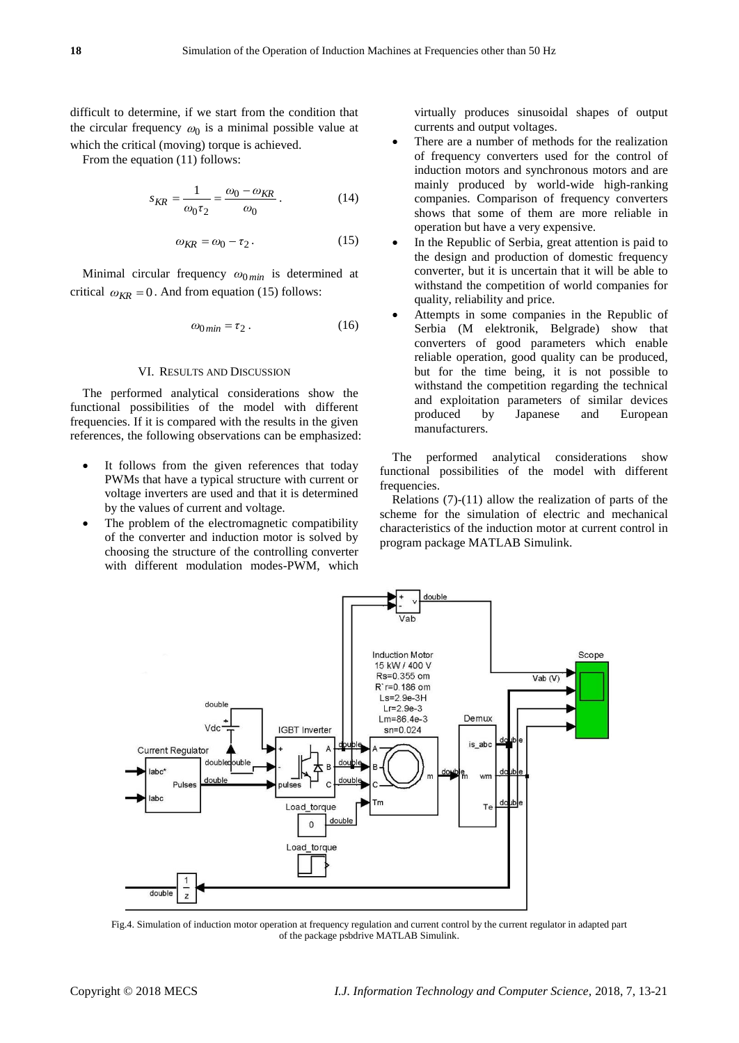difficult to determine, if we start from the condition that the circular frequency $\omega_0$ is a minimal possible value at which the critical (moving) torque is achieved.

From the equation (11) follows:

$$s_{KR} = \frac{1}{\omega_0 \tau_2} = \frac{\omega_0 - \omega_{KR}}{\omega_0}. \quad (14)$$

$$\omega_{KR} = \omega_0 - \tau_2. \quad (15)$$

Minimal circular frequency $\omega_{0\,min}$ is determined at critical $\omega_{KR} = 0$. And from equation (15) follows:

$$\omega_{0\,min} = \tau_2. \quad (16)$$

## VI. Results and Discussion

The performed analytical considerations show the functional possibilities of the model with different frequencies. If it is compared with the results in the given references, the following observations can be emphasized:

- It follows from the given references that today PWMs that have a typical structure with current or voltage inverters are used and that it is determined by the values of current and voltage.
- The problem of the electromagnetic compatibility of the converter and induction motor is solved by choosing the structure of the controlling converter with different modulation modes-PWM, which virtually produces sinusoidal shapes of output currents and output voltages.
- There are a number of methods for the realization of frequency converters used for the control of induction motors and synchronous motors and are mainly produced by world-wide high-ranking companies. Comparison of frequency converters shows that some of them are more reliable in operation but have a very expensive.
- In the Republic of Serbia, great attention is paid to the design and production of domestic frequency converter, but it is uncertain that it will be able to withstand the competition of world companies for quality, reliability and price.
- Attempts in some companies in the Republic of Serbia (M elektronik, Belgrade) show that converters of good parameters which enable reliable operation, good quality can be produced, but for the time being, it is not possible to withstand the competition regarding the technical and exploitation parameters of similar devices produced by Japanese and European manufacturers.

The performed analytical considerations show functional possibilities of the model with different frequencies.

Relations (7)-(11) allow the realization of parts of the scheme for the simulation of electric and mechanical characteristics of the induction motor at current control in program package MATLAB Simulink.

Vab
double
Induction Motor
15 kW / 400 V
Rs=0.355 om
R`r=0.186 om
Ls=2.9e-3H
Lr=2.9e-3
Lm=86.4e-3
sn=0.024
Scope
Vab (V)
Demux
double
Vdc
IGBT Inverter
Current Regulator
Iabc*
Iabc
Pulses
pulses
A
B
C
Tm
m
is_abc
wm
Te
Load_torque
0
Load_torque
1/z

Fig.4. Simulation of induction motor operation at frequency regulation and current control by the current regulator in adapted part of the package psbdrive MATLAB Simulink.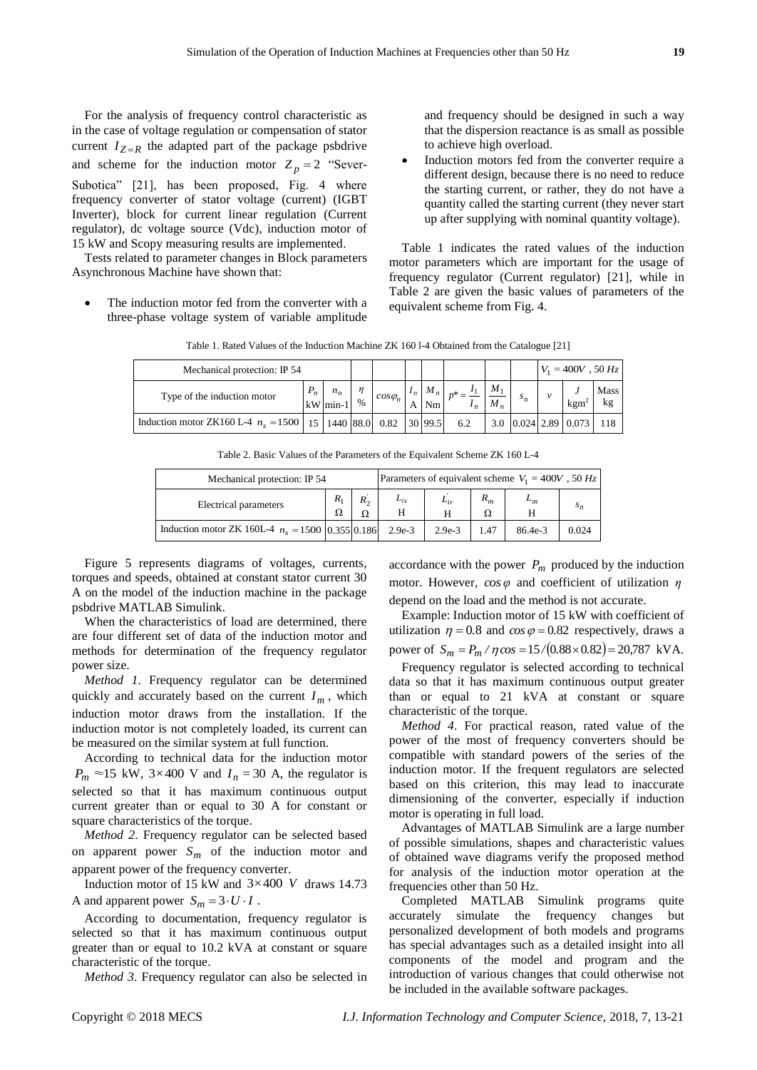For the analysis of frequency control characteristic as in the case of voltage regulation or compensation of stator current $I_{Z=R}$ the adapted part of the package psbdrive and scheme for the induction motor $Z_p = 2$ "Sever-Subotica" [21], has been proposed, Fig. 4 where frequency converter of stator voltage (current) (IGBT Inverter), block for current linear regulation (Current regulator), dc voltage source (Vdc), induction motor of 15 kW and Scopy measuring results are implemented.

Tests related to parameter changes in Block parameters Asynchronous Machine have shown that:

- The induction motor fed from the converter with a three-phase voltage system of variable amplitude and frequency should be designed in such a way that the dispersion reactance is as small as possible to achieve high overload.
- Induction motors fed from the converter require a different design, because there is no need to reduce the starting current, or rather, they do not have a quantity called the starting current (they never start up after supplying with nominal quantity voltage).

Table 1 indicates the rated values of the induction motor parameters which are important for the usage of frequency regulator (Current regulator) [21], while in Table 2 are given the basic values of parameters of the equivalent scheme from Fig. 4.

Table 1. Rated Values of the Induction Machine ZK 160 l-4 Obtained from the Catalogue [21]

| Mechanical protection: IP 54 | | | | | | | | | | | $V_1 = 400V$, $50\ Hz$ | |
|---|---|---|---|---|---|---|---|---|---|---|---|---|
| Type of the induction motor | $P_n$ kW | $n_n$ min-1 | $\eta$ % | $cos\varphi_n$ | $I_n$ A | $M_n$ Nm | $p^* = \frac{I_1}{I_n}$ | $\frac{M_1}{M_n}$ | $s_n$ | $v$ | $J$ kgm$^2$ | Mass kg |
| Induction motor ZK160 L-4 $n_s = 1500$ | 15 | 1440 | 88.0 | 0.82 | 30 | 99.5 | 6.2 | 3.0 | 0.024 | 2.89 | 0.073 | 118 |

Table 2. Basic Values of the Parameters of the Equivalent Scheme ZK 160 L-4

| Mechanical protection: IP 54 | Parameters of equivalent scheme $V_1 = 400V$, $50\ Hz$ | | | | | | |
|---|---|---|---|---|---|---|---|
| Electrical parameters | $R_1$ Ω | $R_2^{'}$ Ω | $L_{is}$ H | $L_{ir}^{'}$ H | $R_m$ Ω | $L_m$ H | $s_n$ |
| Induction motor ZK 160L-4 $n_s = 1500$ | 0.355 | 0.186 | 2.9e-3 | 2.9e-3 | 1.47 | 86.4e-3 | 0.024 |

Figure 5 represents diagrams of voltages, currents, torques and speeds, obtained at constant stator current 30 A on the model of the induction machine in the package psbdrive MATLAB Simulink.

When the characteristics of load are determined, there are four different set of data of the induction motor and methods for determination of the frequency regulator power size.

*Method 1*. Frequency regulator can be determined quickly and accurately based on the current $I_m$, which induction motor draws from the installation. If the induction motor is not completely loaded, its current can be measured on the similar system at full function.

According to technical data for the induction motor $P_m \approx 15$ kW, $3 \times 400$ V and $I_n = 30$ A, the regulator is selected so that it has maximum continuous output current greater than or equal to 30 A for constant or square characteristics of the torque.

*Method 2*. Frequency regulator can be selected based on apparent power $S_m$ of the induction motor and apparent power of the frequency converter.

Induction motor of 15 kW and $3 \times 400\ V$ draws 14.73 A and apparent power $S_m = 3 \cdot U \cdot I$.

According to documentation, frequency regulator is selected so that it has maximum continuous output greater than or equal to 10.2 kVA at constant or square characteristic of the torque.

*Method 3*. Frequency regulator can also be selected in accordance with the power $P_m$ produced by the induction motor. However, $cos\varphi$ and coefficient of utilization $\eta$ depend on the load and the method is not accurate.

Example: Induction motor of 15 kW with coefficient of utilization $\eta = 0.8$ and $cos\varphi = 0.82$ respectively, draws a power of $S_m = P_m / \eta cos = 15/(0.88 \times 0.82) = 20{,}787$ kVA.

Frequency regulator is selected according to technical data so that it has maximum continuous output greater than or equal to 21 kVA at constant or square characteristic of the torque.

*Method 4*. For practical reason, rated value of the power of the most of frequency converters should be compatible with standard powers of the series of the induction motor. If the frequent regulators are selected based on this criterion, this may lead to inaccurate dimensioning of the converter, especially if induction motor is operating in full load.

Advantages of MATLAB Simulink are a large number of possible simulations, shapes and characteristic values of obtained wave diagrams verify the proposed method for analysis of the induction motor operation at the frequencies other than 50 Hz.

Completed MATLAB Simulink programs quite accurately simulate the frequency changes but personalized development of both models and programs has special advantages such as a detailed insight into all components of the model and program and the introduction of various changes that could otherwise not be included in the available software packages.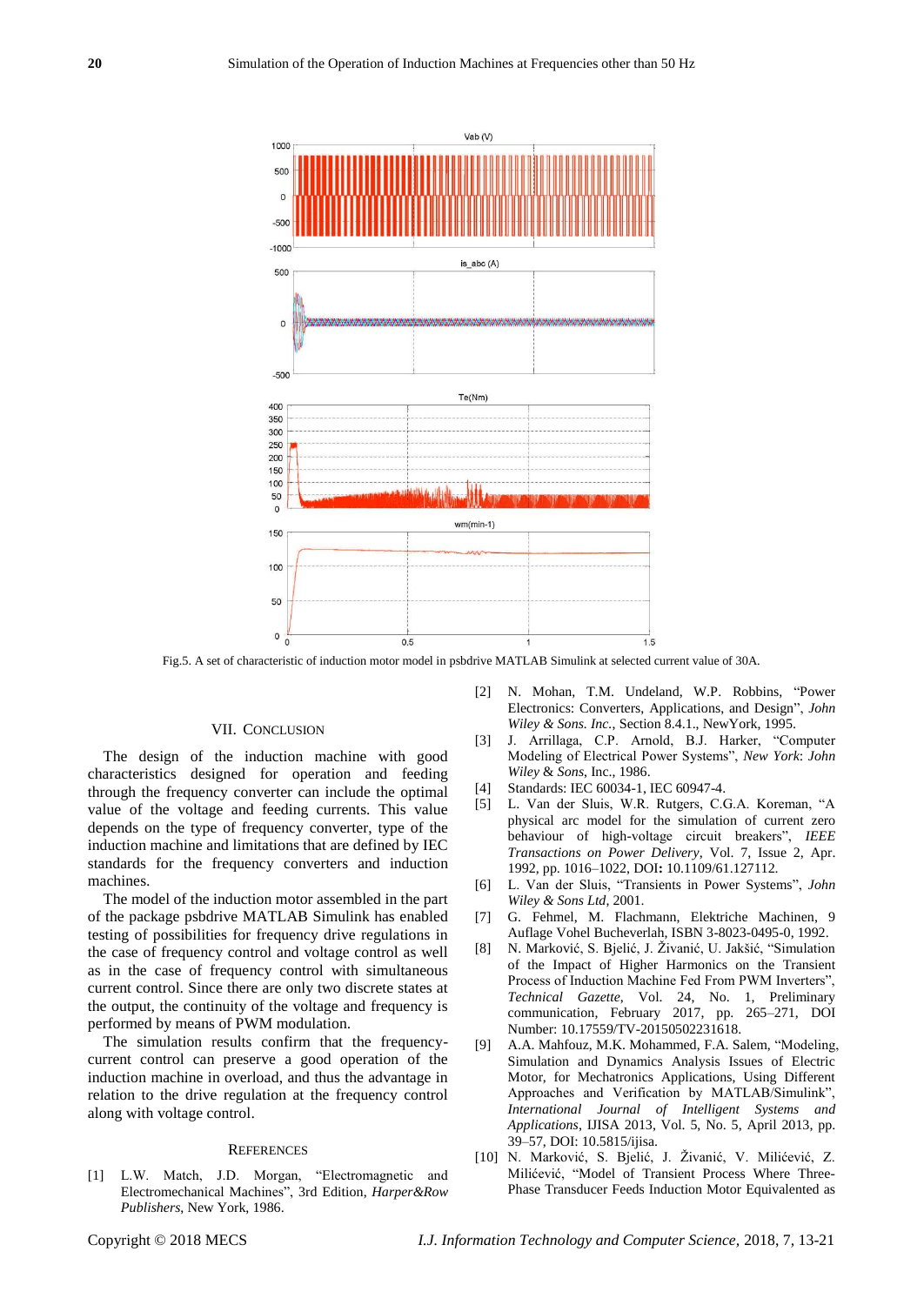Vab (V)

1000
500
0
-500
-1000

is_abc (A)

500
0
-500

Te(Nm)

400
350
300
250
200
150
100
50
0

wm(min-1)

150
100
50
0

0
0.5
1
1.5

Fig.5. A set of characteristic of induction motor model in psbdrive MATLAB Simulink at selected current value of 30A.

## VII. Conclusion

The design of the induction machine with good characteristics designed for operation and feeding through the frequency converter can include the optimal value of the voltage and feeding currents. This value depends on the type of frequency converter, type of the induction machine and limitations that are defined by IEC standards for the frequency converters and induction machines.

The model of the induction motor assembled in the part of the package psbdrive MATLAB Simulink has enabled testing of possibilities for frequency drive regulations in the case of frequency control and voltage control as well as in the case of frequency control with simultaneous current control. Since there are only two discrete states at the output, the continuity of the voltage and frequency is performed by means of PWM modulation.

The simulation results confirm that the frequency-current control can preserve a good operation of the induction machine in overload, and thus the advantage in relation to the drive regulation at the frequency control along with voltage control.

## References

[1] L.W. Match, J.D. Morgan, "Electromagnetic and Electromechanical Machines", 3rd Edition, *Harper&Row Publishers*, New York, 1986.

[2] N. Mohan, T.M. Undeland, W.P. Robbins, "Power Electronics: Converters, Applications, and Design", *John Wiley & Sons. Inc.*, Section 8.4.1., NewYork, 1995.

[3] J. Arrillaga, C.P. Arnold, B.J. Harker, "Computer Modeling of Electrical Power Systems", *New York*: *John Wiley* & *Sons*, Inc., 1986.

[4] Standards: IEC 60034-1, IEC 60947-4.

[5] L. Van der Sluis, W.R. Rutgers, C.G.A. Koreman, "A physical arc model for the simulation of current zero behaviour of high-voltage circuit breakers", *IEEE Transactions on Power Delivery*, Vol. 7, Issue 2, Apr. 1992, pp. 1016–1022, DOI**:** 10.1109/61.127112.

[6] L. Van der Sluis, "Transients in Power Systems", *John Wiley & Sons Ltd*, 2001.

[7] G. Fehmel, M. Flachmann, Elektriche Machinen, 9 Auflage Vohel Bucheverlah, ISBN 3-8023-0495-0, 1992.

[8] N. Marković, S. Bjelić, J. Živanić, U. Jakšić, "Simulation of the Impact of Higher Harmonics on the Transient Process of Induction Machine Fed From PWM Inverters", *Technical Gazette*, Vol. 24, No. 1, Preliminary communication, February 2017, pp. 265–271, DOI Number: 10.17559/TV-20150502231618.

[9] A.A. Mahfouz, M.K. Mohammed, F.A. Salem, "Modeling, Simulation and Dynamics Analysis Issues of Electric Motor, for Mechatronics Applications, Using Different Approaches and Verification by MATLAB/Simulink", *International Journal of Intelligent Systems and Applications*, IJISA 2013, Vol. 5, No. 5, April 2013, pp. 39–57, DOI: 10.5815/ijisa.

[10] N. Marković, S. Bjelić, J. Živanić, V. Milićević, Z. Milićević, "Model of Transient Process Where Three-Phase Transducer Feeds Induction Motor Equivalented as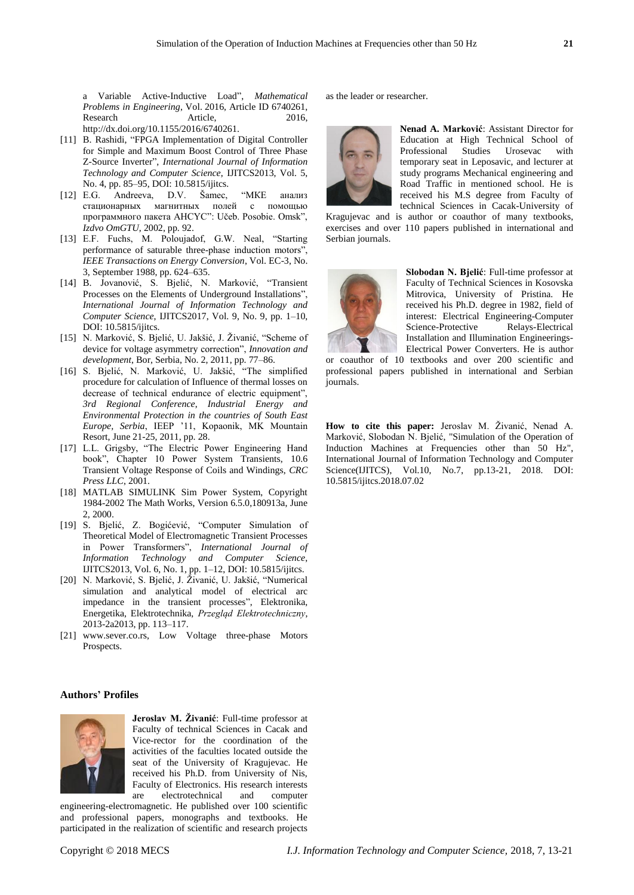a Variable Active-Inductive Load", *Mathematical Problems in Engineering*, Vol. 2016, Article ID 6740261, Research Article, 2016, http://dx.doi.org/10.1155/2016/6740261.

[11] B. Rashidi, "FPGA Implementation of Digital Controller for Simple and Maximum Boost Control of Three Phase Z-Source Inverter", *International Journal of Information Technology and Computer Science*, IJITCS2013, Vol. 5, No. 4, pp. 85–95, DOI: 10.5815/ijitcs.

[12] E.G. Andreeva, D.V. Šamec, "МКЕ анализ стационарных магнитных полей с помощью программного пакета АНСУС": Učeb. Posobie. Omsk", *Izdvo OmGTU*, 2002, pp. 92.

[13] E.F. Fuchs, M. Poloujadof, G.W. Neal, "Starting performance of saturable three-phase induction motors", *IEEE Transactions on Energy Conversion*, Vol. EC-3, No. 3, September 1988, pp. 624–635.

[14] B. Jovanović, S. Bjelić, N. Marković, "Transient Processes on the Elements of Underground Installations", *International Journal of Information Technology and Computer Science*, IJITCS2017, Vol. 9, No. 9, pp. 1–10, DOI: 10.5815/ijitcs.

[15] N. Marković, S. Bjelić, U. Jakšić, J. Živanić, "Scheme of device for voltage asymmetry correction", *Innovation and development*, Bor, Serbia, No. 2, 2011, pp. 77–86.

[16] S. Bjelić, N. Marković, U. Jakšić, "The simplified procedure for calculation of Influence of thermal losses on decrease of technical endurance of electric equipment", *3rd Regional Conference, Industrial Energy and Environmental Protection in the countries of South East Europe, Serbia*, IEEP '11, Kopaonik, MK Mountain Resort, June 21-25, 2011, pp. 28.

[17] L.L. Grigsby, "The Electric Power Engineering Hand book", Chapter 10 Power System Transients, 10.6 Transient Voltage Response of Coils and Windings, *CRC Press LLC*, 2001.

[18] MATLAB SIMULINK Sim Power System, Copyright 1984-2002 The Math Works, Version 6.5.0,180913a, June 2, 2000.

[19] S. Bjelić, Z. Bogićević, "Computer Simulation of Theoretical Model of Electromagnetic Transient Processes in Power Transformers", *International Journal of Information Technology and Computer Science*, IJITCS2013, Vol. 6, No. 1, pp. 1–12, DOI: 10.5815/ijitcs.

[20] N. Marković, S. Bjelić, J. Živanić, U. Jakšić, "Numerical simulation and analytical model of electrical arc impedance in the transient processes", Elektronika, Energetika, Elektrotechnika, *Przegląd Elektrotechniczny*, 2013-2a2013, pp. 113–117.

[21] www.sever.co.rs, Low Voltage three-phase Motors Prospects.

## Authors' Profiles

**Jeroslav M. Živanić**: Full-time professor at Faculty of technical Sciences in Cacak and Vice-rector for the coordination of the activities of the faculties located outside the seat of the University of Kragujevac. He received his Ph.D. from University of Nis, Faculty of Electronics. His research interests are electrotechnical and computer engineering-electromagnetic. He published over 100 scientific and professional papers, monographs and textbooks. He participated in the realization of scientific and research projects as the leader or researcher.

**Nenad A. Marković**: Assistant Director for Education at High Technical School of Professional Studies Urosevac with temporary seat in Leposavic, and lecturer at study programs Mechanical engineering and Road Traffic in mentioned school. He is received his M.S degree from Faculty of technical Sciences in Cacak-University of Kragujevac and is author or coauthor of many textbooks, exercises and over 110 papers published in international and Serbian journals.

**Slobodan N. Bjelić**: Full-time professor at Faculty of Technical Sciences in Kosovska Mitrovica, University of Pristina. He received his Ph.D. degree in 1982, field of interest: Electrical Engineering-Computer Science-Protective Relays-Electrical Installation and Illumination Engineerings-Electrical Power Converters. He is author or coauthor of 10 textbooks and over 200 scientific and professional papers published in international and Serbian journals.

**How to cite this paper:** Jeroslav M. Živanić, Nenad A. Marković, Slobodan N. Bjelić, "Simulation of the Operation of Induction Machines at Frequencies other than 50 Hz", International Journal of Information Technology and Computer Science(IJITCS), Vol.10, No.7, pp.13-21, 2018. DOI: 10.5815/ijitcs.2018.07.02